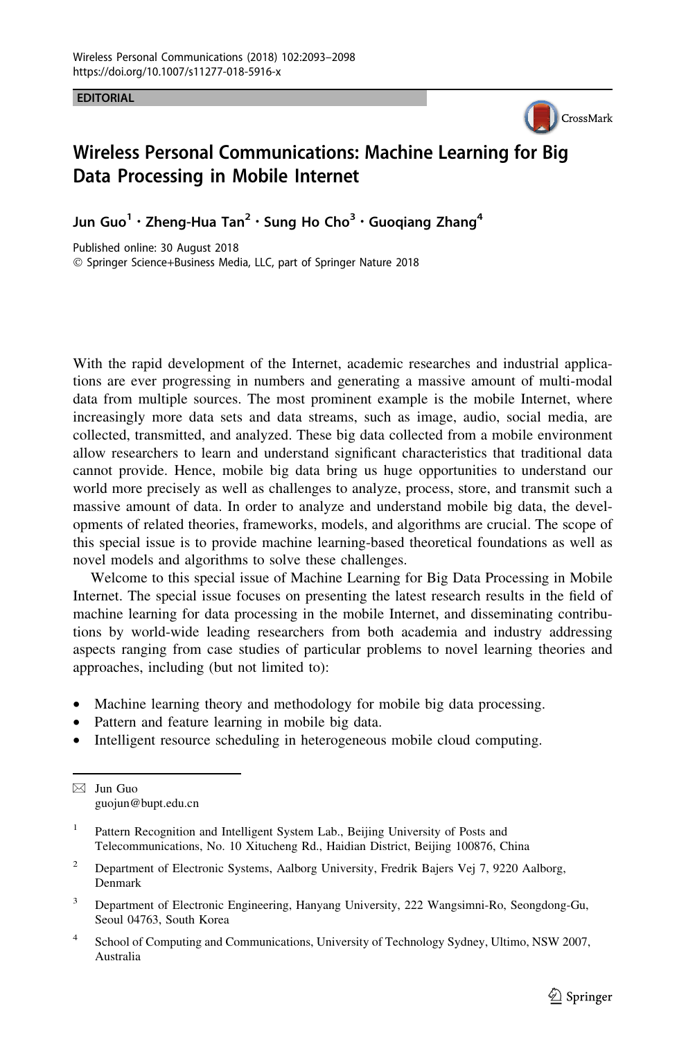EDITORIAL

# Wireless Personal Communications: Machine Learning for Big Data Processing in Mobile Internet

**Jun Guo[1] · Zheng-Hua Tan[2] · Sung Ho Cho[3] · Guoqiang Zhang[4]**

Published online: 30 August 2018
© Springer Science+Business Media, LLC, part of Springer Nature 2018

With the rapid development of the Internet, academic researches and industrial applications are ever progressing in numbers and generating a massive amount of multi-modal data from multiple sources. The most prominent example is the mobile Internet, where increasingly more data sets and data streams, such as image, audio, social media, are collected, transmitted, and analyzed. These big data collected from a mobile environment allow researchers to learn and understand significant characteristics that traditional data cannot provide. Hence, mobile big data bring us huge opportunities to understand our world more precisely as well as challenges to analyze, process, store, and transmit such a massive amount of data. In order to analyze and understand mobile big data, the developments of related theories, frameworks, models, and algorithms are crucial. The scope of this special issue is to provide machine learning-based theoretical foundations as well as novel models and algorithms to solve these challenges.

Welcome to this special issue of Machine Learning for Big Data Processing in Mobile Internet. The special issue focuses on presenting the latest research results in the field of machine learning for data processing in the mobile Internet, and disseminating contributions by world-wide leading researchers from both academia and industry addressing aspects ranging from case studies of particular problems to novel learning theories and approaches, including (but not limited to):

- Machine learning theory and methodology for mobile big data processing.
- Pattern and feature learning in mobile big data.
- Intelligent resource scheduling in heterogeneous mobile cloud computing.

---

✉ Jun Guo
guojun@bupt.edu.cn

[1] Pattern Recognition and Intelligent System Lab., Beijing University of Posts and Telecommunications, No. 10 Xitucheng Rd., Haidian District, Beijing 100876, China

[2] Department of Electronic Systems, Aalborg University, Fredrik Bajers Vej 7, 9220 Aalborg, Denmark

[3] Department of Electronic Engineering, Hanyang University, 222 Wangsimni-Ro, Seongdong-Gu, Seoul 04763, South Korea

[4] School of Computing and Communications, University of Technology Sydney, Ultimo, NSW 2007, Australia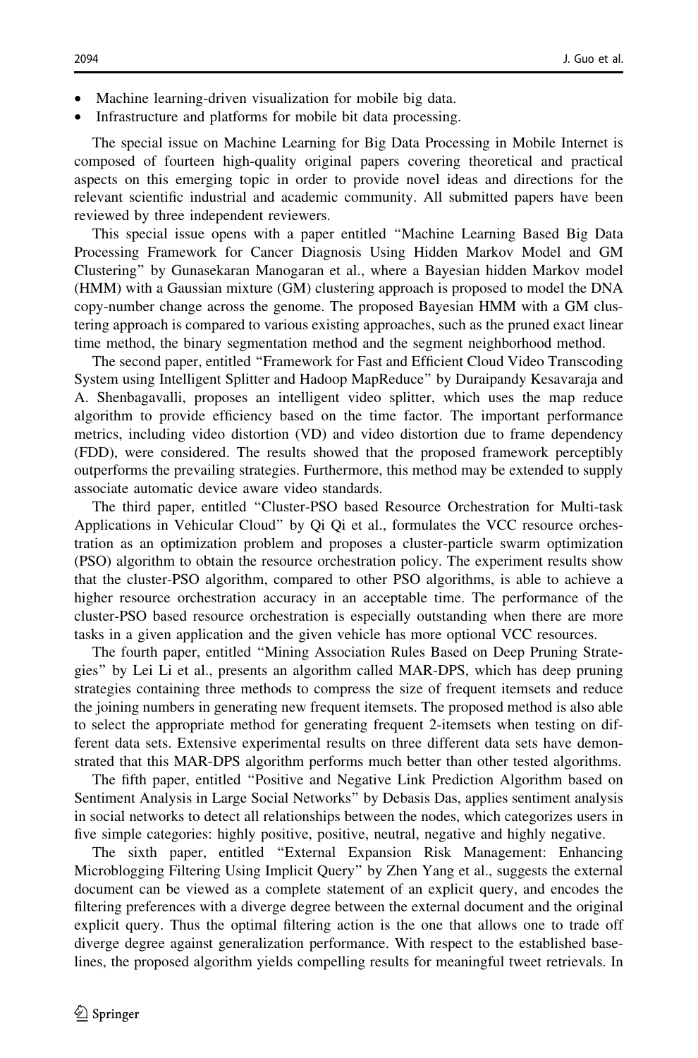- Machine learning-driven visualization for mobile big data.
- Infrastructure and platforms for mobile bit data processing.

The special issue on Machine Learning for Big Data Processing in Mobile Internet is composed of fourteen high-quality original papers covering theoretical and practical aspects on this emerging topic in order to provide novel ideas and directions for the relevant scientific industrial and academic community. All submitted papers have been reviewed by three independent reviewers.

This special issue opens with a paper entitled "Machine Learning Based Big Data Processing Framework for Cancer Diagnosis Using Hidden Markov Model and GM Clustering" by Gunasekaran Manogaran et al., where a Bayesian hidden Markov model (HMM) with a Gaussian mixture (GM) clustering approach is proposed to model the DNA copy-number change across the genome. The proposed Bayesian HMM with a GM clustering approach is compared to various existing approaches, such as the pruned exact linear time method, the binary segmentation method and the segment neighborhood method.

The second paper, entitled "Framework for Fast and Efficient Cloud Video Transcoding System using Intelligent Splitter and Hadoop MapReduce" by Duraipandy Kesavaraja and A. Shenbagavalli, proposes an intelligent video splitter, which uses the map reduce algorithm to provide efficiency based on the time factor. The important performance metrics, including video distortion (VD) and video distortion due to frame dependency (FDD), were considered. The results showed that the proposed framework perceptibly outperforms the prevailing strategies. Furthermore, this method may be extended to supply associate automatic device aware video standards.

The third paper, entitled "Cluster-PSO based Resource Orchestration for Multi-task Applications in Vehicular Cloud" by Qi Qi et al., formulates the VCC resource orchestration as an optimization problem and proposes a cluster-particle swarm optimization (PSO) algorithm to obtain the resource orchestration policy. The experiment results show that the cluster-PSO algorithm, compared to other PSO algorithms, is able to achieve a higher resource orchestration accuracy in an acceptable time. The performance of the cluster-PSO based resource orchestration is especially outstanding when there are more tasks in a given application and the given vehicle has more optional VCC resources.

The fourth paper, entitled "Mining Association Rules Based on Deep Pruning Strategies" by Lei Li et al., presents an algorithm called MAR-DPS, which has deep pruning strategies containing three methods to compress the size of frequent itemsets and reduce the joining numbers in generating new frequent itemsets. The proposed method is also able to select the appropriate method for generating frequent 2-itemsets when testing on different data sets. Extensive experimental results on three different data sets have demonstrated that this MAR-DPS algorithm performs much better than other tested algorithms.

The fifth paper, entitled "Positive and Negative Link Prediction Algorithm based on Sentiment Analysis in Large Social Networks" by Debasis Das, applies sentiment analysis in social networks to detect all relationships between the nodes, which categorizes users in five simple categories: highly positive, positive, neutral, negative and highly negative.

The sixth paper, entitled "External Expansion Risk Management: Enhancing Microblogging Filtering Using Implicit Query" by Zhen Yang et al., suggests the external document can be viewed as a complete statement of an explicit query, and encodes the filtering preferences with a diverge degree between the external document and the original explicit query. Thus the optimal filtering action is the one that allows one to trade off diverge degree against generalization performance. With respect to the established baselines, the proposed algorithm yields compelling results for meaningful tweet retrievals. In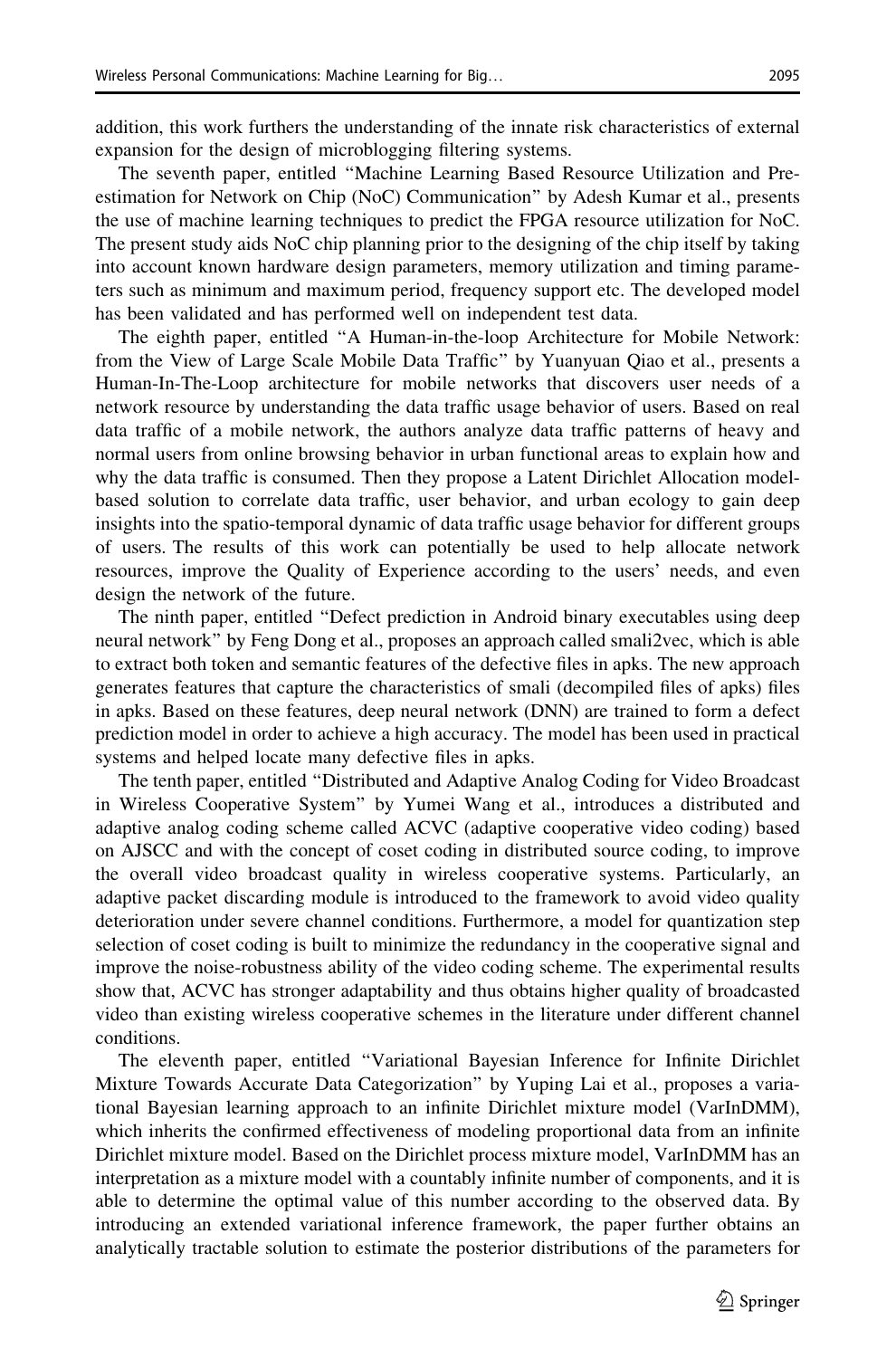addition, this work furthers the understanding of the innate risk characteristics of external expansion for the design of microblogging filtering systems.

The seventh paper, entitled "Machine Learning Based Resource Utilization and Pre-estimation for Network on Chip (NoC) Communication" by Adesh Kumar et al., presents the use of machine learning techniques to predict the FPGA resource utilization for NoC. The present study aids NoC chip planning prior to the designing of the chip itself by taking into account known hardware design parameters, memory utilization and timing parameters such as minimum and maximum period, frequency support etc. The developed model has been validated and has performed well on independent test data.

The eighth paper, entitled "A Human-in-the-loop Architecture for Mobile Network: from the View of Large Scale Mobile Data Traffic" by Yuanyuan Qiao et al., presents a Human-In-The-Loop architecture for mobile networks that discovers user needs of a network resource by understanding the data traffic usage behavior of users. Based on real data traffic of a mobile network, the authors analyze data traffic patterns of heavy and normal users from online browsing behavior in urban functional areas to explain how and why the data traffic is consumed. Then they propose a Latent Dirichlet Allocation model-based solution to correlate data traffic, user behavior, and urban ecology to gain deep insights into the spatio-temporal dynamic of data traffic usage behavior for different groups of users. The results of this work can potentially be used to help allocate network resources, improve the Quality of Experience according to the users' needs, and even design the network of the future.

The ninth paper, entitled "Defect prediction in Android binary executables using deep neural network" by Feng Dong et al., proposes an approach called smali2vec, which is able to extract both token and semantic features of the defective files in apks. The new approach generates features that capture the characteristics of smali (decompiled files of apks) files in apks. Based on these features, deep neural network (DNN) are trained to form a defect prediction model in order to achieve a high accuracy. The model has been used in practical systems and helped locate many defective files in apks.

The tenth paper, entitled "Distributed and Adaptive Analog Coding for Video Broadcast in Wireless Cooperative System" by Yumei Wang et al., introduces a distributed and adaptive analog coding scheme called ACVC (adaptive cooperative video coding) based on AJSCC and with the concept of coset coding in distributed source coding, to improve the overall video broadcast quality in wireless cooperative systems. Particularly, an adaptive packet discarding module is introduced to the framework to avoid video quality deterioration under severe channel conditions. Furthermore, a model for quantization step selection of coset coding is built to minimize the redundancy in the cooperative signal and improve the noise-robustness ability of the video coding scheme. The experimental results show that, ACVC has stronger adaptability and thus obtains higher quality of broadcasted video than existing wireless cooperative schemes in the literature under different channel conditions.

The eleventh paper, entitled "Variational Bayesian Inference for Infinite Dirichlet Mixture Towards Accurate Data Categorization" by Yuping Lai et al., proposes a variational Bayesian learning approach to an infinite Dirichlet mixture model (VarInDMM), which inherits the confirmed effectiveness of modeling proportional data from an infinite Dirichlet mixture model. Based on the Dirichlet process mixture model, VarInDMM has an interpretation as a mixture model with a countably infinite number of components, and it is able to determine the optimal value of this number according to the observed data. By introducing an extended variational inference framework, the paper further obtains an analytically tractable solution to estimate the posterior distributions of the parameters for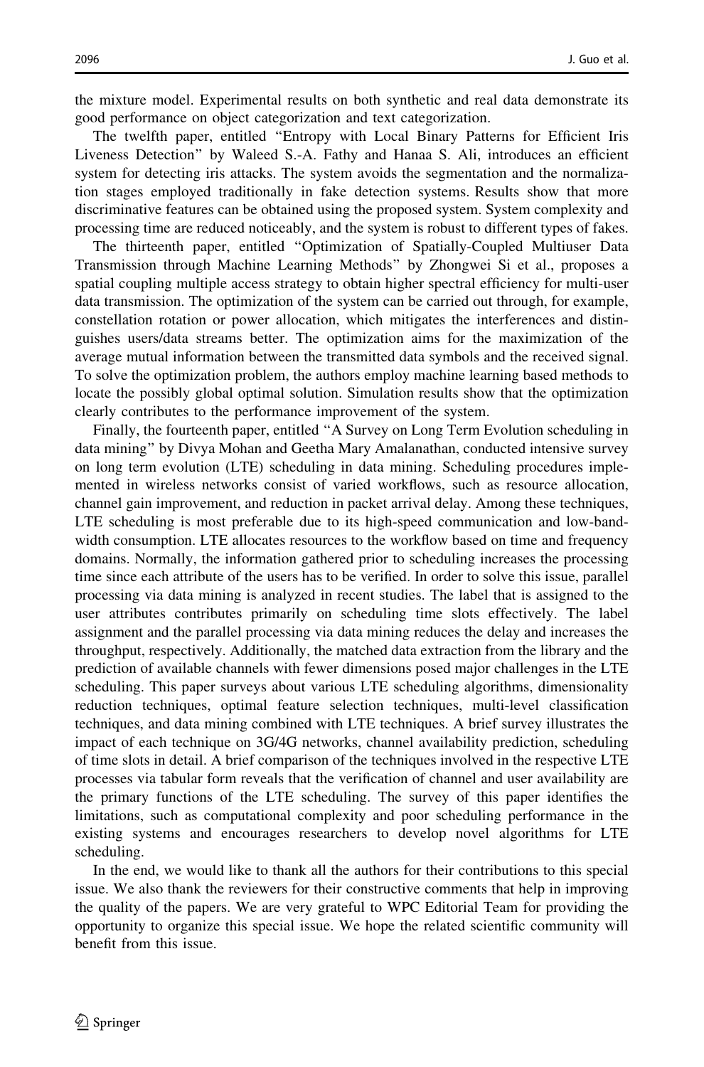the mixture model. Experimental results on both synthetic and real data demonstrate its good performance on object categorization and text categorization.

The twelfth paper, entitled "Entropy with Local Binary Patterns for Efficient Iris Liveness Detection" by Waleed S.-A. Fathy and Hanaa S. Ali, introduces an efficient system for detecting iris attacks. The system avoids the segmentation and the normalization stages employed traditionally in fake detection systems. Results show that more discriminative features can be obtained using the proposed system. System complexity and processing time are reduced noticeably, and the system is robust to different types of fakes.

The thirteenth paper, entitled "Optimization of Spatially-Coupled Multiuser Data Transmission through Machine Learning Methods" by Zhongwei Si et al., proposes a spatial coupling multiple access strategy to obtain higher spectral efficiency for multi-user data transmission. The optimization of the system can be carried out through, for example, constellation rotation or power allocation, which mitigates the interferences and distinguishes users/data streams better. The optimization aims for the maximization of the average mutual information between the transmitted data symbols and the received signal. To solve the optimization problem, the authors employ machine learning based methods to locate the possibly global optimal solution. Simulation results show that the optimization clearly contributes to the performance improvement of the system.

Finally, the fourteenth paper, entitled "A Survey on Long Term Evolution scheduling in data mining" by Divya Mohan and Geetha Mary Amalanathan, conducted intensive survey on long term evolution (LTE) scheduling in data mining. Scheduling procedures implemented in wireless networks consist of varied workflows, such as resource allocation, channel gain improvement, and reduction in packet arrival delay. Among these techniques, LTE scheduling is most preferable due to its high-speed communication and low-bandwidth consumption. LTE allocates resources to the workflow based on time and frequency domains. Normally, the information gathered prior to scheduling increases the processing time since each attribute of the users has to be verified. In order to solve this issue, parallel processing via data mining is analyzed in recent studies. The label that is assigned to the user attributes contributes primarily on scheduling time slots effectively. The label assignment and the parallel processing via data mining reduces the delay and increases the throughput, respectively. Additionally, the matched data extraction from the library and the prediction of available channels with fewer dimensions posed major challenges in the LTE scheduling. This paper surveys about various LTE scheduling algorithms, dimensionality reduction techniques, optimal feature selection techniques, multi-level classification techniques, and data mining combined with LTE techniques. A brief survey illustrates the impact of each technique on 3G/4G networks, channel availability prediction, scheduling of time slots in detail. A brief comparison of the techniques involved in the respective LTE processes via tabular form reveals that the verification of channel and user availability are the primary functions of the LTE scheduling. The survey of this paper identifies the limitations, such as computational complexity and poor scheduling performance in the existing systems and encourages researchers to develop novel algorithms for LTE scheduling.

In the end, we would like to thank all the authors for their contributions to this special issue. We also thank the reviewers for their constructive comments that help in improving the quality of the papers. We are very grateful to WPC Editorial Team for providing the opportunity to organize this special issue. We hope the related scientific community will benefit from this issue.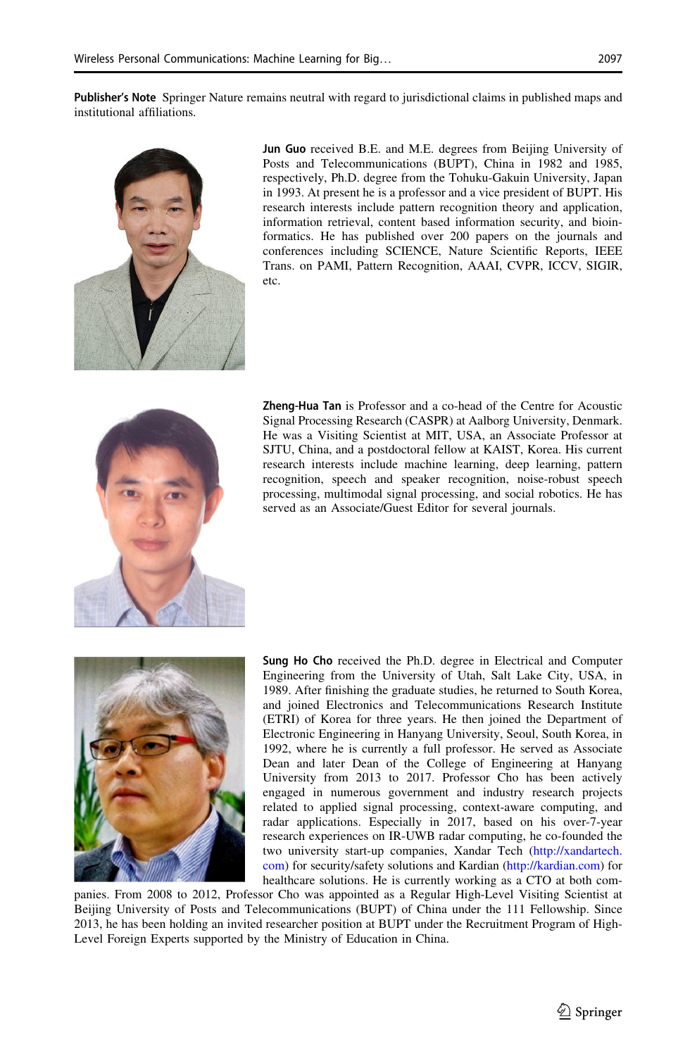**Publisher's Note** Springer Nature remains neutral with regard to jurisdictional claims in published maps and institutional affiliations.

**Jun Guo** received B.E. and M.E. degrees from Beijing University of Posts and Telecommunications (BUPT), China in 1982 and 1985, respectively, Ph.D. degree from the Tohuku-Gakuin University, Japan in 1993. At present he is a professor and a vice president of BUPT. His research interests include pattern recognition theory and application, information retrieval, content based information security, and bioinformatics. He has published over 200 papers on the journals and conferences including SCIENCE, Nature Scientific Reports, IEEE Trans. on PAMI, Pattern Recognition, AAAI, CVPR, ICCV, SIGIR, etc.

**Zheng-Hua Tan** is Professor and a co-head of the Centre for Acoustic Signal Processing Research (CASPR) at Aalborg University, Denmark. He was a Visiting Scientist at MIT, USA, an Associate Professor at SJTU, China, and a postdoctoral fellow at KAIST, Korea. His current research interests include machine learning, deep learning, pattern recognition, speech and speaker recognition, noise-robust speech processing, multimodal signal processing, and social robotics. He has served as an Associate/Guest Editor for several journals.

**Sung Ho Cho** received the Ph.D. degree in Electrical and Computer Engineering from the University of Utah, Salt Lake City, USA, in 1989. After finishing the graduate studies, he returned to South Korea, and joined Electronics and Telecommunications Research Institute (ETRI) of Korea for three years. He then joined the Department of Electronic Engineering in Hanyang University, Seoul, South Korea, in 1992, where he is currently a full professor. He served as Associate Dean and later Dean of the College of Engineering at Hanyang University from 2013 to 2017. Professor Cho has been actively engaged in numerous government and industry research projects related to applied signal processing, context-aware computing, and radar applications. Especially in 2017, based on his over-7-year research experiences on IR-UWB radar computing, he co-founded the two university start-up companies, Xandar Tech (http://xandartech.com) for security/safety solutions and Kardian (http://kardian.com) for healthcare solutions. He is currently working as a CTO at both companies. From 2008 to 2012, Professor Cho was appointed as a Regular High-Level Visiting Scientist at Beijing University of Posts and Telecommunications (BUPT) of China under the 111 Fellowship. Since 2013, he has been holding an invited researcher position at BUPT under the Recruitment Program of High-Level Foreign Experts supported by the Ministry of Education in China.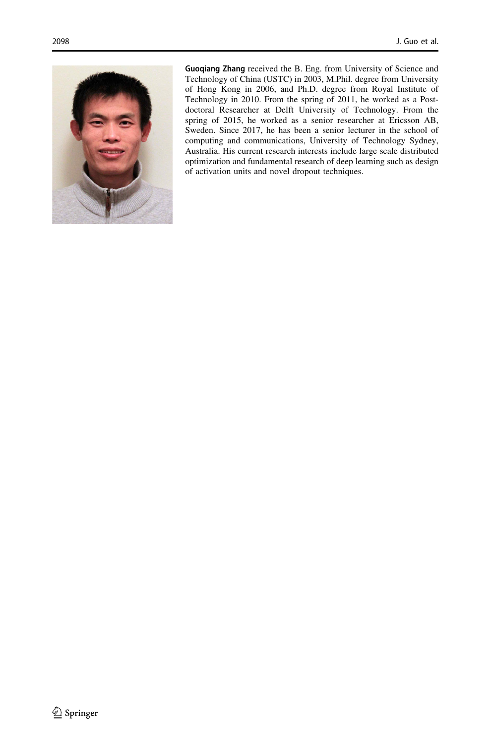**Guoqiang Zhang** received the B. Eng. from University of Science and Technology of China (USTC) in 2003, M.Phil. degree from University of Hong Kong in 2006, and Ph.D. degree from Royal Institute of Technology in 2010. From the spring of 2011, he worked as a Post-doctoral Researcher at Delft University of Technology. From the spring of 2015, he worked as a senior researcher at Ericsson AB, Sweden. Since 2017, he has been a senior lecturer in the school of computing and communications, University of Technology Sydney, Australia. His current research interests include large scale distributed optimization and fundamental research of deep learning such as design of activation units and novel dropout techniques.